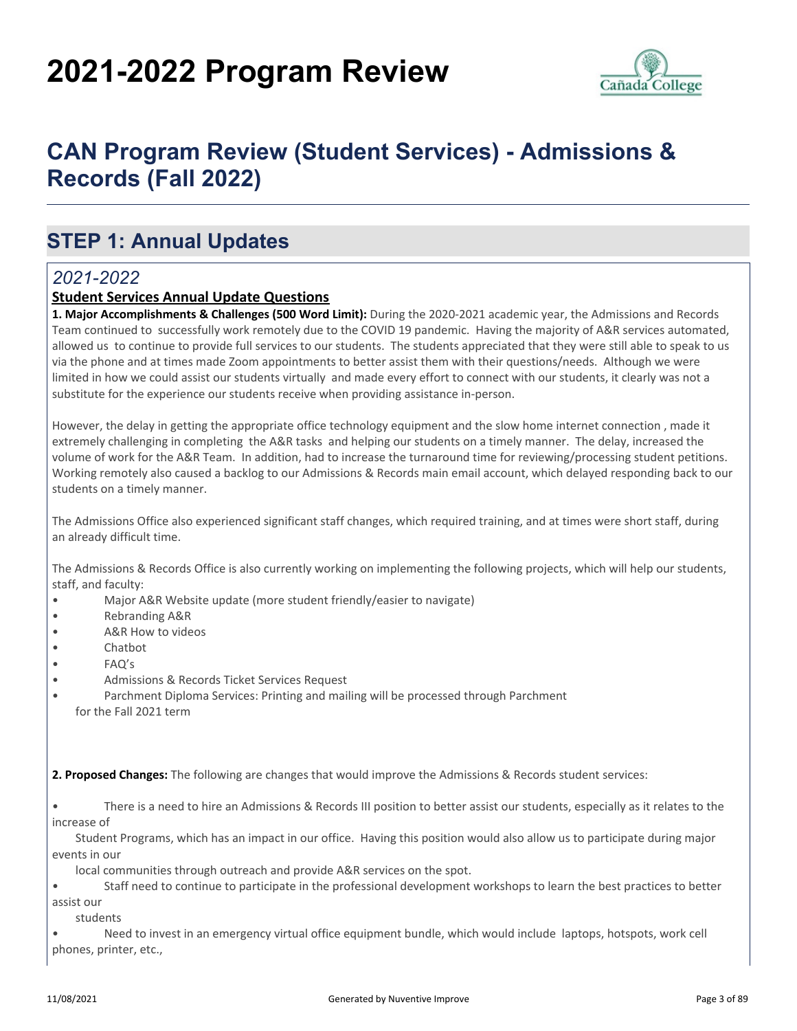# 2021-2022 Program Review

## CAN Program Review (Student Services) - Admissions & Records (Fall 2022)

## STEP 1: Annual Updates

### *2021-2022*

**Student Services Annual Update Questions**

**1. Major Accomplishments & Challenges (500 Word Limit):** During the 2020-2021 academic year, the Admissions and Records Team continued to successfully work remotely due to the COVID 19 pandemic. Having the majority of A&R services automated, allowed us to continue to provide full services to our students. The students appreciated that they were still able to speak to us via the phone and at times made Zoom appointments to better assist them with their questions/needs. Although we were limited in how we could assist our students virtually and made every effort to connect with our students, it clearly was not a substitute for the experience our students receive when providing assistance in-person.

However, the delay in getting the appropriate office technology equipment and the slow home internet connection , made it extremely challenging in completing the A&R tasks and helping our students on a timely manner. The delay, increased the volume of work for the A&R Team. In addition, had to increase the turnaround time for reviewing/processing student petitions. Working remotely also caused a backlog to our Admissions & Records main email account, which delayed responding back to our students on a timely manner.

The Admissions Office also experienced significant staff changes, which required training, and at times were short staff, during an already difficult time.

The Admissions & Records Office is also currently working on implementing the following projects, which will help our students, staff, and faculty:

- Major A&R Website update (more student friendly/easier to navigate)
- Rebranding A&R
- A&R How to videos
- Chatbot
- FAQ's
- Admissions & Records Ticket Services Request
- Parchment Diploma Services: Printing and mailing will be processed through Parchment for the Fall 2021 term

**2. Proposed Changes:** The following are changes that would improve the Admissions & Records student services:

- There is a need to hire an Admissions & Records III position to better assist our students, especially as it relates to the increase of Student Programs, which has an impact in our office. Having this position would also allow us to participate during major events in our local communities through outreach and provide A&R services on the spot.
- Staff need to continue to participate in the professional development workshops to learn the best practices to better assist our students
- Need to invest in an emergency virtual office equipment bundle, which would include laptops, hotspots, work cell phones, printer, etc.,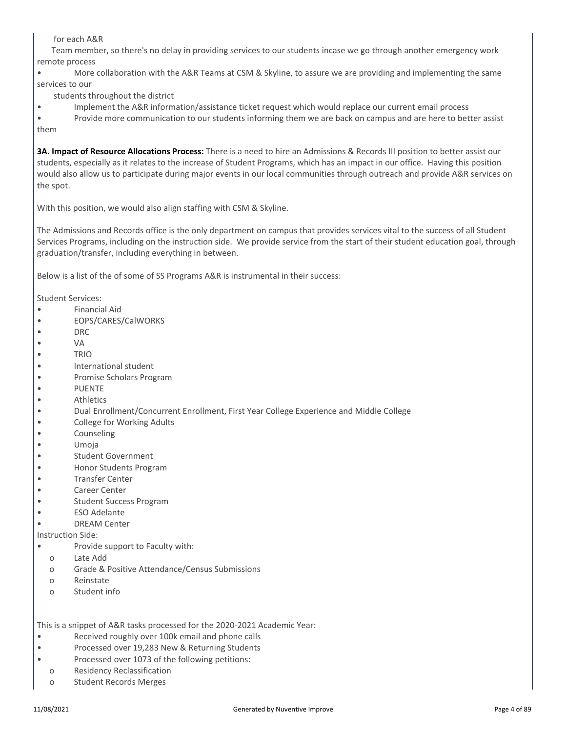for each A&R
Team member, so there's no delay in providing services to our students incase we go through another emergency work remote process

- More collaboration with the A&R Teams at CSM & Skyline, to assure we are providing and implementing the same services to our students throughout the district
- Implement the A&R information/assistance ticket request which would replace our current email process
- Provide more communication to our students informing them we are back on campus and are here to better assist them

**3A. Impact of Resource Allocations Process:** There is a need to hire an Admissions & Records III position to better assist our students, especially as it relates to the increase of Student Programs, which has an impact in our office. Having this position would also allow us to participate during major events in our local communities through outreach and provide A&R services on the spot.

With this position, we would also align staffing with CSM & Skyline.

The Admissions and Records office is the only department on campus that provides services vital to the success of all Student Services Programs, including on the instruction side. We provide service from the start of their student education goal, through graduation/transfer, including everything in between.

Below is a list of the of some of SS Programs A&R is instrumental in their success:

Student Services:

- Financial Aid
- EOPS/CARES/CalWORKS
- DRC
- VA
- TRIO
- International student
- Promise Scholars Program
- PUENTE
- Athletics
- Dual Enrollment/Concurrent Enrollment, First Year College Experience and Middle College
- College for Working Adults
- Counseling
- Umoja
- Student Government
- Honor Students Program
- Transfer Center
- Career Center
- Student Success Program
- ESO Adelante
- DREAM Center

Instruction Side:

- Provide support to Faculty with:
  - Late Add
  - Grade & Positive Attendance/Census Submissions
  - Reinstate
  - Student info

This is a snippet of A&R tasks processed for the 2020-2021 Academic Year:

- Received roughly over 100k email and phone calls
- Processed over 19,283 New & Returning Students
- Processed over 1073 of the following petitions:
  - Residency Reclassification
  - Student Records Merges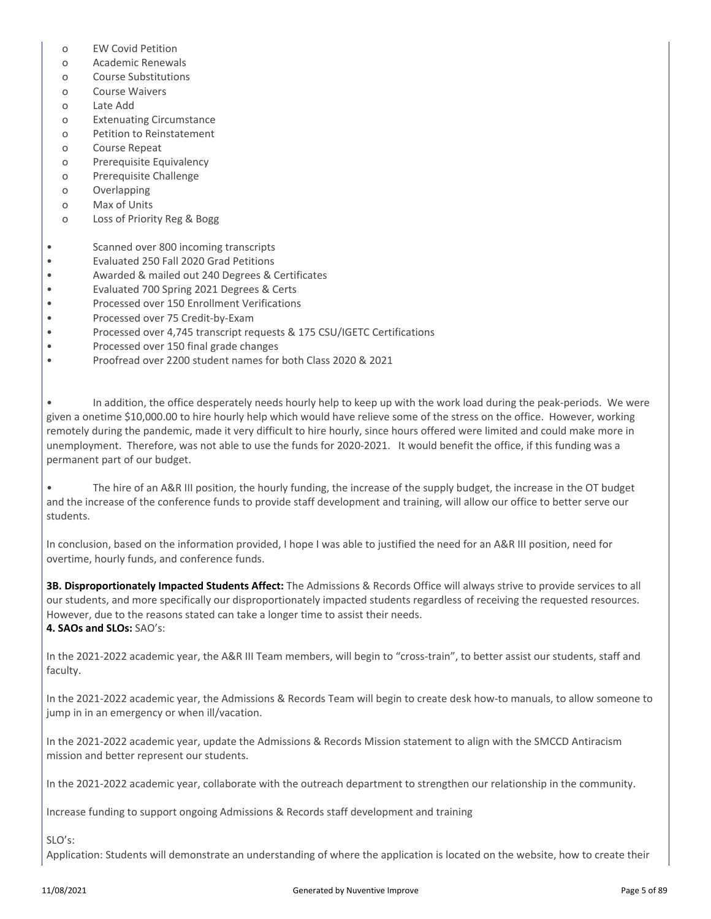- EW Covid Petition
    - Academic Renewals
    - Course Substitutions
    - Course Waivers
    - Late Add
    - Extenuating Circumstance
    - Petition to Reinstatement
    - Course Repeat
    - Prerequisite Equivalency
    - Prerequisite Challenge
    - Overlapping
    - Max of Units
    - Loss of Priority Reg & Bogg

- Scanned over 800 incoming transcripts
- Evaluated 250 Fall 2020 Grad Petitions
- Awarded & mailed out 240 Degrees & Certificates
- Evaluated 700 Spring 2021 Degrees & Certs
- Processed over 150 Enrollment Verifications
- Processed over 75 Credit-by-Exam
- Processed over 4,745 transcript requests & 175 CSU/IGETC Certifications
- Processed over 150 final grade changes
- Proofread over 2200 student names for both Class 2020 & 2021

- In addition, the office desperately needs hourly help to keep up with the work load during the peak-periods. We were given a onetime $10,000.00 to hire hourly help which would have relieve some of the stress on the office. However, working remotely during the pandemic, made it very difficult to hire hourly, since hours offered were limited and could make more in unemployment. Therefore, was not able to use the funds for 2020-2021. It would benefit the office, if this funding was a permanent part of our budget.

- The hire of an A&R III position, the hourly funding, the increase of the supply budget, the increase in the OT budget and the increase of the conference funds to provide staff development and training, will allow our office to better serve our students.

In conclusion, based on the information provided, I hope I was able to justified the need for an A&R III position, need for overtime, hourly funds, and conference funds.

**3B. Disproportionately Impacted Students Affect:** The Admissions & Records Office will always strive to provide services to all our students, and more specifically our disproportionately impacted students regardless of receiving the requested resources. However, due to the reasons stated can take a longer time to assist their needs.

**4. SAOs and SLOs:** SAO's:

In the 2021-2022 academic year, the A&R III Team members, will begin to "cross-train", to better assist our students, staff and faculty.

In the 2021-2022 academic year, the Admissions & Records Team will begin to create desk how-to manuals, to allow someone to jump in in an emergency or when ill/vacation.

In the 2021-2022 academic year, update the Admissions & Records Mission statement to align with the SMCCD Antiracism mission and better represent our students.

In the 2021-2022 academic year, collaborate with the outreach department to strengthen our relationship in the community.

Increase funding to support ongoing Admissions & Records staff development and training

SLO's:

Application: Students will demonstrate an understanding of where the application is located on the website, how to create their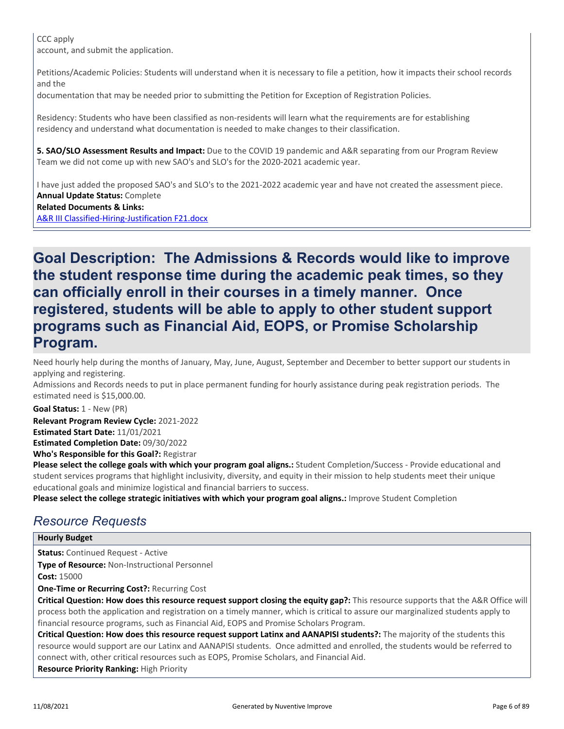CCC apply
account, and submit the application.

Petitions/Academic Policies: Students will understand when it is necessary to file a petition, how it impacts their school records and the
documentation that may be needed prior to submitting the Petition for Exception of Registration Policies.

Residency: Students who have been classified as non-residents will learn what the requirements are for establishing residency and understand what documentation is needed to make changes to their classification.

**5. SAO/SLO Assessment Results and Impact:** Due to the COVID 19 pandemic and A&R separating from our Program Review Team we did not come up with new SAO's and SLO's for the 2020-2021 academic year.

I have just added the proposed SAO's and SLO's to the 2021-2022 academic year and have not created the assessment piece.
**Annual Update Status:** Complete
**Related Documents & Links:**
A&R III Classified-Hiring-Justification F21.docx

# Goal Description: The Admissions & Records would like to improve the student response time during the academic peak times, so they can officially enroll in their courses in a timely manner. Once registered, students will be able to apply to other student support programs such as Financial Aid, EOPS, or Promise Scholarship Program.

Need hourly help during the months of January, May, June, August, September and December to better support our students in applying and registering.
Admissions and Records needs to put in place permanent funding for hourly assistance during peak registration periods. The estimated need is $15,000.00.

**Goal Status:** 1 - New (PR)
**Relevant Program Review Cycle:** 2021-2022
**Estimated Start Date:** 11/01/2021
**Estimated Completion Date:** 09/30/2022
**Who's Responsible for this Goal?:** Registrar
**Please select the college goals with which your program goal aligns.:** Student Completion/Success - Provide educational and student services programs that highlight inclusivity, diversity, and equity in their mission to help students meet their unique educational goals and minimize logistical and financial barriers to success.
**Please select the college strategic initiatives with which your program goal aligns.:** Improve Student Completion

## *Resource Requests*

**Hourly Budget**

**Status:** Continued Request - Active
**Type of Resource:** Non-Instructional Personnel
**Cost:** 15000
**One-Time or Recurring Cost?:** Recurring Cost
**Critical Question: How does this resource request support closing the equity gap?:** This resource supports that the A&R Office will process both the application and registration on a timely manner, which is critical to assure our marginalized students apply to financial resource programs, such as Financial Aid, EOPS and Promise Scholars Program.
**Critical Question: How does this resource request support Latinx and AANAPISI students?:** The majority of the students this resource would support are our Latinx and AANAPISI students. Once admitted and enrolled, the students would be referred to connect with, other critical resources such as EOPS, Promise Scholars, and Financial Aid.
**Resource Priority Ranking:** High Priority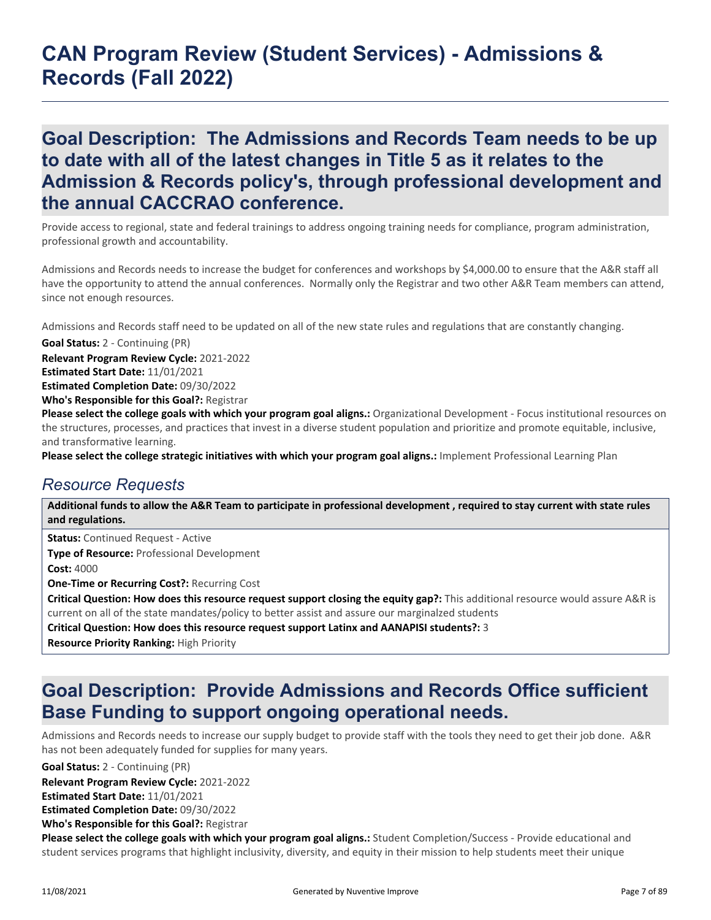# CAN Program Review (Student Services) - Admissions & Records (Fall 2022)

## Goal Description: The Admissions and Records Team needs to be up to date with all of the latest changes in Title 5 as it relates to the Admission & Records policy's, through professional development and the annual CACCRAO conference.

Provide access to regional, state and federal trainings to address ongoing training needs for compliance, program administration, professional growth and accountability.

Admissions and Records needs to increase the budget for conferences and workshops by $4,000.00 to ensure that the A&R staff all have the opportunity to attend the annual conferences. Normally only the Registrar and two other A&R Team members can attend, since not enough resources.

Admissions and Records staff need to be updated on all of the new state rules and regulations that are constantly changing.

**Goal Status:** 2 - Continuing (PR)
**Relevant Program Review Cycle:** 2021-2022
**Estimated Start Date:** 11/01/2021
**Estimated Completion Date:** 09/30/2022
**Who's Responsible for this Goal?:** Registrar
**Please select the college goals with which your program goal aligns.:** Organizational Development - Focus institutional resources on the structures, processes, and practices that invest in a diverse student population and prioritize and promote equitable, inclusive, and transformative learning.
**Please select the college strategic initiatives with which your program goal aligns.:** Implement Professional Learning Plan

### *Resource Requests*

**Additional funds to allow the A&R Team to participate in professional development , required to stay current with state rules and regulations.**

**Status:** Continued Request - Active
**Type of Resource:** Professional Development
**Cost:** 4000
**One-Time or Recurring Cost?:** Recurring Cost
**Critical Question: How does this resource request support closing the equity gap?:** This additional resource would assure A&R is current on all of the state mandates/policy to better assist and assure our marginalzed students
**Critical Question: How does this resource request support Latinx and AANAPISI students?:** 3
**Resource Priority Ranking:** High Priority

## Goal Description: Provide Admissions and Records Office sufficient Base Funding to support ongoing operational needs.

Admissions and Records needs to increase our supply budget to provide staff with the tools they need to get their job done. A&R has not been adequately funded for supplies for many years.

**Goal Status:** 2 - Continuing (PR)
**Relevant Program Review Cycle:** 2021-2022
**Estimated Start Date:** 11/01/2021
**Estimated Completion Date:** 09/30/2022
**Who's Responsible for this Goal?:** Registrar
**Please select the college goals with which your program goal aligns.:** Student Completion/Success - Provide educational and student services programs that highlight inclusivity, diversity, and equity in their mission to help students meet their unique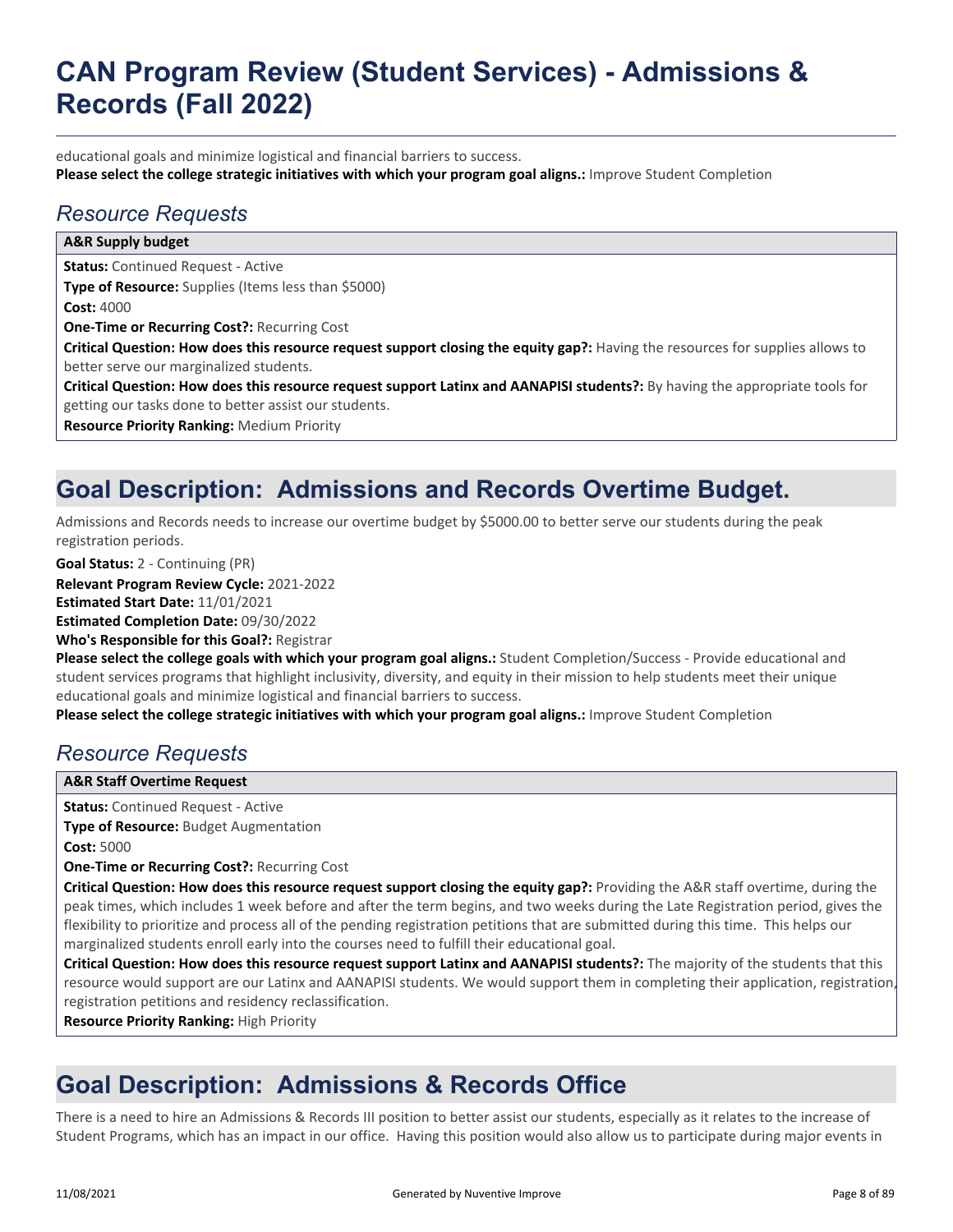educational goals and minimize logistical and financial barriers to success.
**Please select the college strategic initiatives with which your program goal aligns.:** Improve Student Completion

## *Resource Requests*

**A&R Supply budget**

**Status:** Continued Request - Active
**Type of Resource:** Supplies (Items less than $5000)
**Cost:** 4000
**One-Time or Recurring Cost?:** Recurring Cost
**Critical Question: How does this resource request support closing the equity gap?:** Having the resources for supplies allows to better serve our marginalized students.
**Critical Question: How does this resource request support Latinx and AANAPISI students?:** By having the appropriate tools for getting our tasks done to better assist our students.
**Resource Priority Ranking:** Medium Priority

# Goal Description:  Admissions and Records Overtime Budget.

Admissions and Records needs to increase our overtime budget by $5000.00 to better serve our students during the peak registration periods.

**Goal Status:** 2 - Continuing (PR)
**Relevant Program Review Cycle:** 2021-2022
**Estimated Start Date:** 11/01/2021
**Estimated Completion Date:** 09/30/2022
**Who's Responsible for this Goal?:** Registrar
**Please select the college goals with which your program goal aligns.:** Student Completion/Success - Provide educational and student services programs that highlight inclusivity, diversity, and equity in their mission to help students meet their unique educational goals and minimize logistical and financial barriers to success.
**Please select the college strategic initiatives with which your program goal aligns.:** Improve Student Completion

## *Resource Requests*

**A&R Staff Overtime Request**

**Status:** Continued Request - Active
**Type of Resource:** Budget Augmentation
**Cost:** 5000
**One-Time or Recurring Cost?:** Recurring Cost
**Critical Question: How does this resource request support closing the equity gap?:** Providing the A&R staff overtime, during the peak times, which includes 1 week before and after the term begins, and two weeks during the Late Registration period, gives the flexibility to prioritize and process all of the pending registration petitions that are submitted during this time.  This helps our marginalized students enroll early into the courses need to fulfill their educational goal.
**Critical Question: How does this resource request support Latinx and AANAPISI students?:** The majority of the students that this resource would support are our Latinx and AANAPISI students. We would support them in completing their application, registration, registration petitions and residency reclassification.
**Resource Priority Ranking:** High Priority

# Goal Description:  Admissions & Records Office

There is a need to hire an Admissions & Records III position to better assist our students, especially as it relates to the increase of Student Programs, which has an impact in our office.  Having this position would also allow us to participate during major events in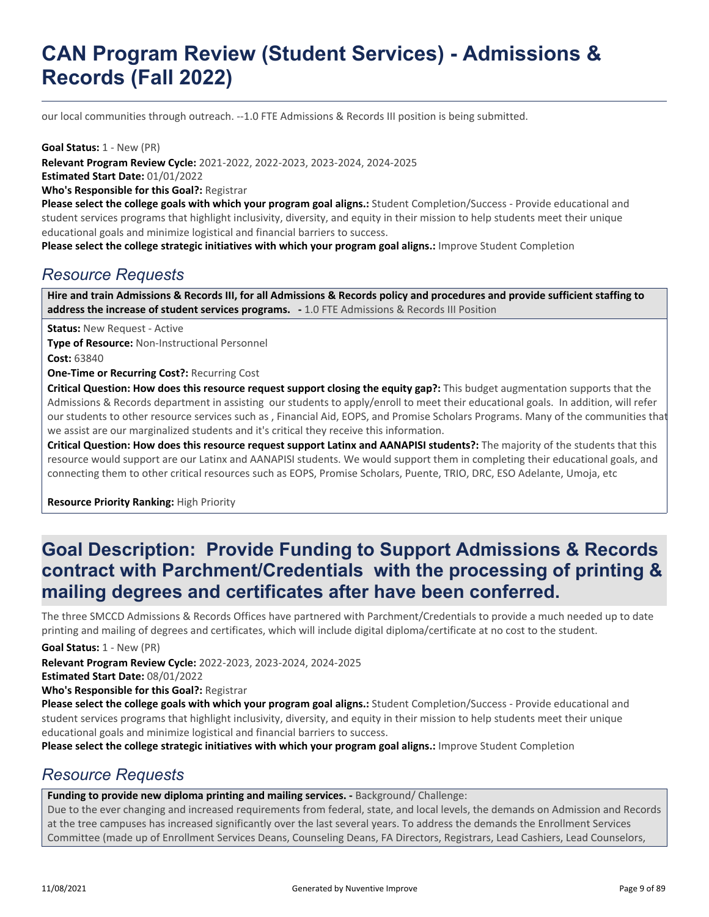our local communities through outreach. --1.0 FTE Admissions & Records III position is being submitted.

**Goal Status:** 1 - New (PR)
**Relevant Program Review Cycle:** 2021-2022, 2022-2023, 2023-2024, 2024-2025
**Estimated Start Date:** 01/01/2022
**Who's Responsible for this Goal?:** Registrar
**Please select the college goals with which your program goal aligns.:** Student Completion/Success - Provide educational and student services programs that highlight inclusivity, diversity, and equity in their mission to help students meet their unique educational goals and minimize logistical and financial barriers to success.
**Please select the college strategic initiatives with which your program goal aligns.:** Improve Student Completion

## *Resource Requests*

**Hire and train Admissions & Records III, for all Admissions & Records policy and procedures and provide sufficient staffing to address the increase of student services programs. -** 1.0 FTE Admissions & Records III Position

**Status:** New Request - Active
**Type of Resource:** Non-Instructional Personnel
**Cost:** 63840
**One-Time or Recurring Cost?:** Recurring Cost
**Critical Question: How does this resource request support closing the equity gap?:** This budget augmentation supports that the Admissions & Records department in assisting our students to apply/enroll to meet their educational goals. In addition, will refer our students to other resource services such as , Financial Aid, EOPS, and Promise Scholars Programs. Many of the communities that we assist are our marginalized students and it's critical they receive this information.
**Critical Question: How does this resource request support Latinx and AANAPISI students?:** The majority of the students that this resource would support are our Latinx and AANAPISI students. We would support them in completing their educational goals, and connecting them to other critical resources such as EOPS, Promise Scholars, Puente, TRIO, DRC, ESO Adelante, Umoja, etc

**Resource Priority Ranking:** High Priority

# Goal Description: Provide Funding to Support Admissions & Records contract with Parchment/Credentials with the processing of printing & mailing degrees and certificates after have been conferred.

The three SMCCD Admissions & Records Offices have partnered with Parchment/Credentials to provide a much needed up to date printing and mailing of degrees and certificates, which will include digital diploma/certificate at no cost to the student.

**Goal Status:** 1 - New (PR)
**Relevant Program Review Cycle:** 2022-2023, 2023-2024, 2024-2025
**Estimated Start Date:** 08/01/2022
**Who's Responsible for this Goal?:** Registrar
**Please select the college goals with which your program goal aligns.:** Student Completion/Success - Provide educational and student services programs that highlight inclusivity, diversity, and equity in their mission to help students meet their unique educational goals and minimize logistical and financial barriers to success.
**Please select the college strategic initiatives with which your program goal aligns.:** Improve Student Completion

## *Resource Requests*

**Funding to provide new diploma printing and mailing services. -** Background/ Challenge:
Due to the ever changing and increased requirements from federal, state, and local levels, the demands on Admission and Records at the tree campuses has increased significantly over the last several years. To address the demands the Enrollment Services Committee (made up of Enrollment Services Deans, Counseling Deans, FA Directors, Registrars, Lead Cashiers, Lead Counselors,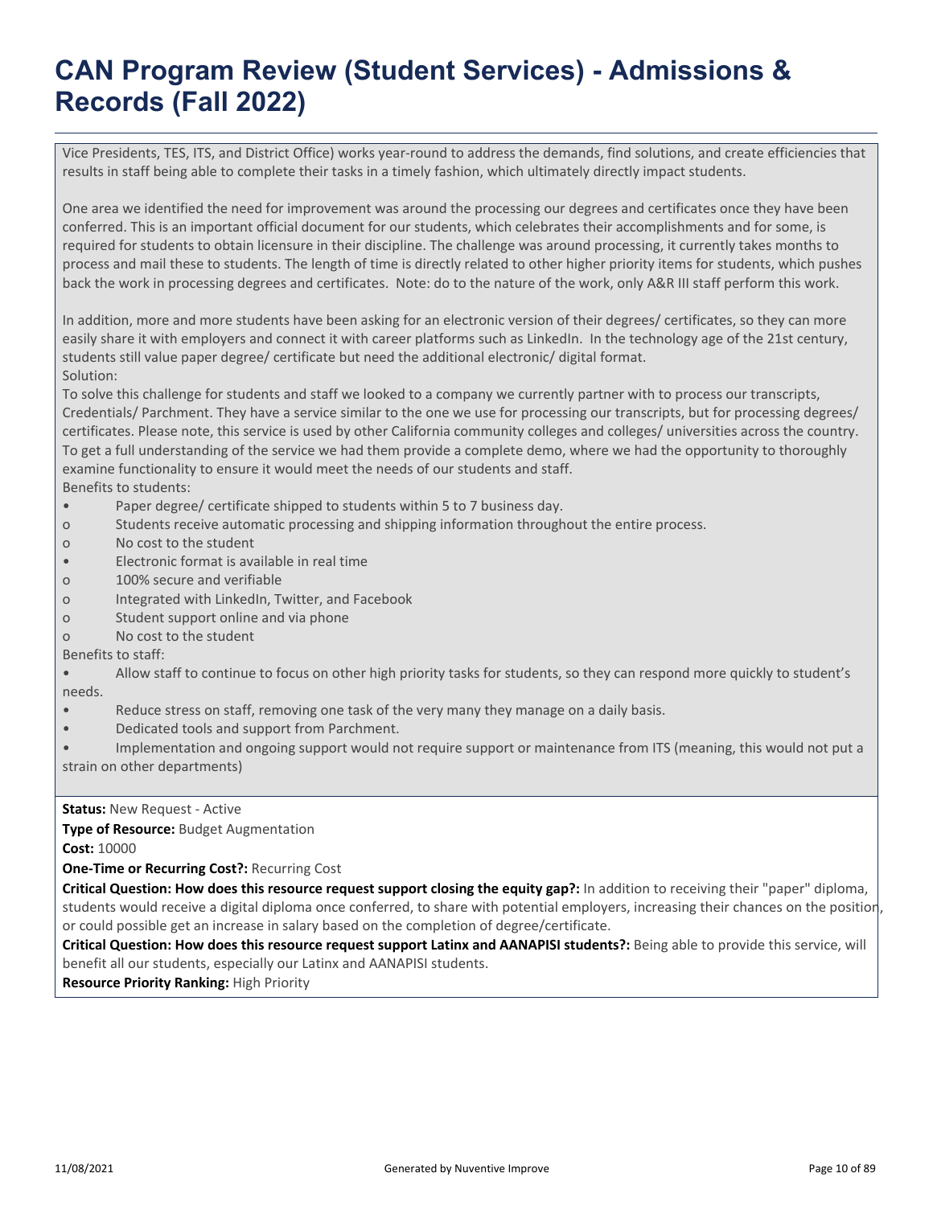# CAN Program Review (Student Services) - Admissions & Records (Fall 2022)

Vice Presidents, TES, ITS, and District Office) works year-round to address the demands, find solutions, and create efficiencies that results in staff being able to complete their tasks in a timely fashion, which ultimately directly impact students.

One area we identified the need for improvement was around the processing our degrees and certificates once they have been conferred. This is an important official document for our students, which celebrates their accomplishments and for some, is required for students to obtain licensure in their discipline. The challenge was around processing, it currently takes months to process and mail these to students. The length of time is directly related to other higher priority items for students, which pushes back the work in processing degrees and certificates. Note: do to the nature of the work, only A&R III staff perform this work.

In addition, more and more students have been asking for an electronic version of their degrees/ certificates, so they can more easily share it with employers and connect it with career platforms such as LinkedIn. In the technology age of the 21st century, students still value paper degree/ certificate but need the additional electronic/ digital format.

Solution:

To solve this challenge for students and staff we looked to a company we currently partner with to process our transcripts, Credentials/ Parchment. They have a service similar to the one we use for processing our transcripts, but for processing degrees/ certificates. Please note, this service is used by other California community colleges and colleges/ universities across the country. To get a full understanding of the service we had them provide a complete demo, where we had the opportunity to thoroughly examine functionality to ensure it would meet the needs of our students and staff.

Benefits to students:

- Paper degree/ certificate shipped to students within 5 to 7 business day.
  - Students receive automatic processing and shipping information throughout the entire process.
  - No cost to the student
- Electronic format is available in real time
  - 100% secure and verifiable
  - Integrated with LinkedIn, Twitter, and Facebook
  - Student support online and via phone
  - No cost to the student

Benefits to staff:

- Allow staff to continue to focus on other high priority tasks for students, so they can respond more quickly to student's needs.
- Reduce stress on staff, removing one task of the very many they manage on a daily basis.
- Dedicated tools and support from Parchment.
- Implementation and ongoing support would not require support or maintenance from ITS (meaning, this would not put a strain on other departments)

**Status:** New Request - Active

**Type of Resource:** Budget Augmentation

**Cost:** 10000

**One-Time or Recurring Cost?:** Recurring Cost

**Critical Question: How does this resource request support closing the equity gap?:** In addition to receiving their "paper" diploma, students would receive a digital diploma once conferred, to share with potential employers, increasing their chances on the position, or could possible get an increase in salary based on the completion of degree/certificate.

**Critical Question: How does this resource request support Latinx and AANAPISI students?:** Being able to provide this service, will benefit all our students, especially our Latinx and AANAPISI students.

**Resource Priority Ranking:** High Priority